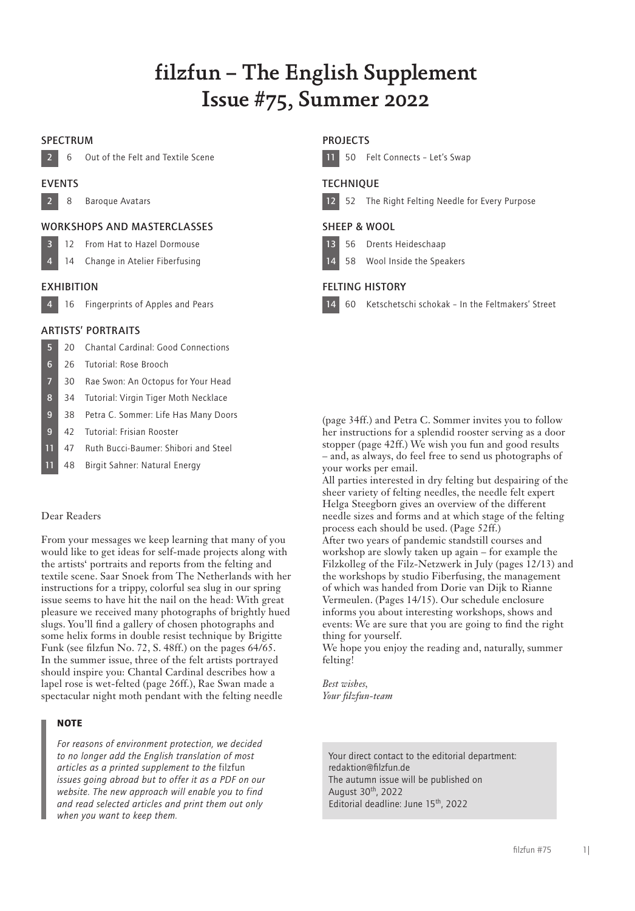# filzfun – The English Supplement
# Issue #75, Summer 2022

## SPECTRUM

| | | |
|---|---|---|
| 2 | 6 | Out of the Felt and Textile Scene |

## EVENTS

| | | |
|---|---|---|
| 2 | 8 | Baroque Avatars |

## WORKSHOPS AND MASTERCLASSES

| | | |
|---|---|---|
| 3 | 12 | From Hat to Hazel Dormouse |
| 4 | 14 | Change in Atelier Fiberfusing |

## EXHIBITION

| | | |
|---|---|---|
| 4 | 16 | Fingerprints of Apples and Pears |

## ARTISTS' PORTRAITS

| | | |
|---|---|---|
| 5 | 20 | Chantal Cardinal: Good Connections |
| 6 | 26 | Tutorial: Rose Brooch |
| 7 | 30 | Rae Swon: An Octopus for Your Head |
| 8 | 34 | Tutorial: Virgin Tiger Moth Necklace |
| 9 | 38 | Petra C. Sommer: Life Has Many Doors |
| 9 | 42 | Tutorial: Frisian Rooster |
| 11 | 47 | Ruth Bucci-Baumer: Shibori and Steel |
| 11 | 48 | Birgit Sahner: Natural Energy |

## PROJECTS

| | | |
|---|---|---|
| 11 | 50 | Felt Connects – Let's Swap |

## TECHNIQUE

| | | |
|---|---|---|
| 12 | 52 | The Right Felting Needle for Every Purpose |

## SHEEP & WOOL

| | | |
|---|---|---|
| 13 | 56 | Drents Heideschaap |
| 14 | 58 | Wool Inside the Speakers |

## FELTING HISTORY

| | | |
|---|---|---|
| 14 | 60 | Ketschetschi schokak – In the Feltmakers' Street |

Dear Readers

From your messages we keep learning that many of you would like to get ideas for self-made projects along with the artists' portraits and reports from the felting and textile scene. Saar Snoek from The Netherlands with her instructions for a trippy, colorful sea slug in our spring issue seems to have hit the nail on the head: With great pleasure we received many photographs of brightly hued slugs. You'll find a gallery of chosen photographs and some helix forms in double resist technique by Brigitte Funk (see filzfun No. 72, S. 48ff.) on the pages 64/65. In the summer issue, three of the felt artists portrayed should inspire you: Chantal Cardinal describes how a lapel rose is wet-felted (page 26ff.), Rae Swan made a spectacular night moth pendant with the felting needle (page 34ff.) and Petra C. Sommer invites you to follow her instructions for a splendid rooster serving as a door stopper (page 42ff.) We wish you fun and good results – and, as always, do feel free to send us photographs of your works per email.

All parties interested in dry felting but despairing of the sheer variety of felting needles, the needle felt expert Helga Steegborn gives an overview of the different needle sizes and forms and at which stage of the felting process each should be used. (Page 52ff.)

After two years of pandemic standstill courses and workshop are slowly taken up again – for example the Filzkolleg of the Filz-Netzwerk in July (pages 12/13) and the workshops by studio Fiberfusing, the management of which was handed from Dorie van Dijk to Rianne Vermeulen. (Pages 14/15). Our schedule enclosure informs you about interesting workshops, shows and events: We are sure that you are going to find the right thing for yourself.

We hope you enjoy the reading and, naturally, summer felting!

*Best wishes,*
*Your filzfun-team*

**NOTE**

*For reasons of environment protection, we decided to no longer add the English translation of most articles as a printed supplement to the* filzfun *issues going abroad but to offer it as a PDF on our website. The new approach will enable you to find and read selected articles and print them out only when you want to keep them.*

Your direct contact to the editorial department:
redaktion@filzfun.de
The autumn issue will be published on
August 30th, 2022
Editorial deadline: June 15th, 2022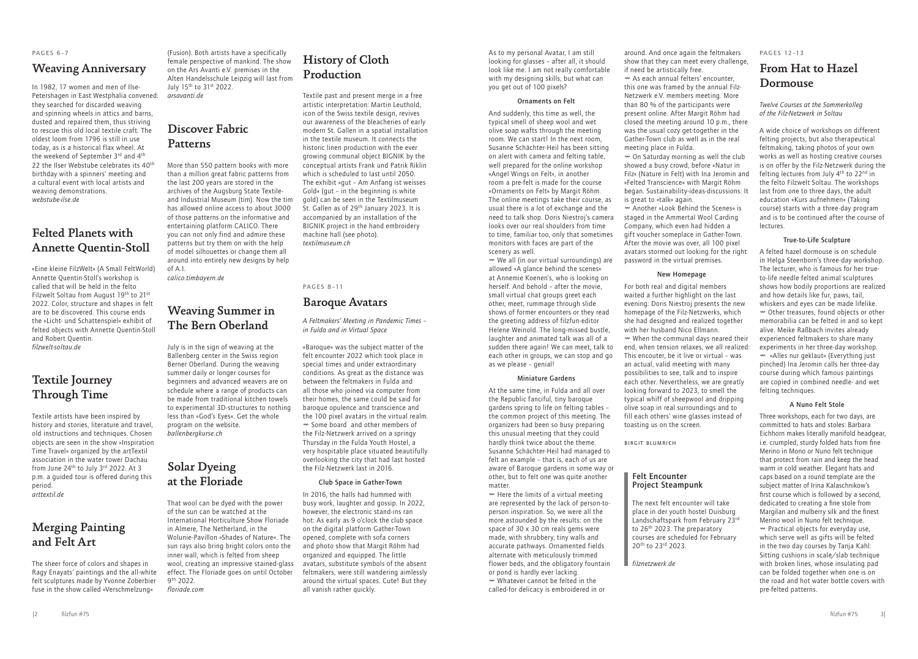PAGES 6–7

## Weaving Anniversary

In 1982, 17 women and men of Ilse-Petershagen in East Westphalia convened: they searched for discarded weaving and spinning wheels in attics and barns, dusted and repaired them, thus striving to rescue this old local textile craft. The oldest loom from 1796 is still in use today, as is a historical flax wheel. At the weekend of September 3rd and 4th 22 the Ilser Webstube celebrates its 40th birthday with a spinners' meeting and a cultural event with local artists and weaving demonstrations.
*webstube-ilse.de*

## Felted Planets with Annette Quentin-Stoll

»Eine kleine FilzWelt« (A Small FeltWorld) Annette Quentin-Stoll's workshop is called that will be held in the felto Filzwelt Soltau from August 19th to 21st 2022. Color, structure and shapes in felt are to be discovered. This course ends the »Licht- und Schattenspiel« exhibit of felted objects with Annette Quentin-Stoll and Robert Quentin.
*filzwelt-soltau.de*

## Textile Journey Through Time

Textile artists have been inspired by history and stories, literature and travel, old instructions and techniques. Chosen objects are seen in the show »Inspiration Time Travel« organized by the artTextil association in the water tower Dachau from June 24th to July 3rd 2022. At 3 p.m. a guided tour is offered during this period.
*arttextil.de*

## Merging Painting and Felt Art

The sheer force of colors and shapes in Ragy Enayats' paintings and the all-white felt sculptures made by Yvonne Zoberbier fuse in the show called »Verschmelzung« (Fusion). Both artists have a specifically female perspective of mankind. The show on the Ars Avanti e.V. premises in the Alten Handelsschule Leipzig will last from July 15th to 31st 2022.
*arsavanti.de*

## Discover Fabric Patterns

More than 550 pattern books with more than a million great fabric patterns from the last 200 years are stored in the archives of the Augsburg State Textile- and Industrial Museum (tim). Now the tim has allowed online access to about 3000 of those patterns on the informative and entertaining platform CALICO. There you can not only find and admire these patterns but try them on with the help of model silhouettes or change them all around into entirely new designs by help of A.I.
*calico.timbayern.de*

## Weaving Summer in The Bern Oberland

July is in the sign of weaving at the Ballenberg center in the Swiss region Berner Oberland. During the weaving summer daily or longer courses for beginners and advanced weavers are on schedule where a range of products can be made from traditional kitchen towels to experimental 3D-structures to nothing less than »God's Eyes«. Get the whole program on the website.
*ballenbergkurse.ch*

## Solar Dyeing at the Floriade

That wool can be dyed with the power of the sun can be watched at the International Horticulture Show Floriade in Almere, The Netherland, in the Wolunie-Pavillon »Shades of Nature«. The sun rays also bring bright colors onto the inner wall, which is felted from sheep wool, creating an impressive stained-glass effect. The Floriade goes on until October 9th 2022.
*floriade.com*

## History of Cloth Production

Textile past and present merge in a free artistic interpretation: Martin Leuthold, icon of the Swiss textile design, revives our awareness of the bleacheries of early modern St. Gallen in a spatial installation in the textile museum. It connects the historic linen production with the ever growing communal object BIGNIK by the conceptual artists Frank und Patrik Riklin which is scheduled to last until 2050. The exhibit »gut – Am Anfang ist weisses Gold« (gut – in the beginning is white gold) can be seen in the Textilmuseum St. Gallen as of 29th January 2023. It is accompanied by an installation of the BIGNIK project in the hand embroidery machine hall (see photo).
*textilmuseum.ch*

PAGES 8–11

## Baroque Avatars

*A Feltmakers' Meeting in Pandemic Times – in Fulda and in Virtual Space*

»Baroque« was the subject matter of the felt encounter 2022 which took place in special times and under extraordinary conditions. As great as the distance was between the feltmakers in Fulda and all those who joined via computer from their homes, the same could be said for baroque opulence and transcience and the 100 pixel avatars in the virtual realm.
〰 Some board and other members of the Filz-Netzwerk arrived on a springy Thursday in the Fulda Youth Hostel, a very hospitable place situated beautifully overlooking the city that had last hosted the Filz-Netzwerk last in 2016.

### Club Space in Gather-Town

In 2016, the halls had hummed with busy work, laughter and gossip. In 2022, however, the electronic stand-ins ran hot: As early as 9 o'clock the club space on the digital platform Gather-Town opened, complete with sofa corners and photo show that Margit Röhm had organized and equipped. The little avatars, substitute symbols of the absent feltmakers, were still wandering aimlessly around the virtual spaces. Cute! But they all vanish rather quickly.

As to my personal Avatar, I am still looking for glasses – after all, it should look like me. I am not really comfortable with my designing skills, but what can you get out of 100 pixels?

### Ornaments on Felt

And suddenly, this time as well, the typical smell of sheep wool and wet olive soap wafts through the meeting room. We can start! In the next room, Susanne Schächter-Heil has been sitting on alert with camera and felting table, well prepared for the online workshop »Angel Wings on Felt«, in another room a pre-felt is made for the course »Ornaments on Felt« by Margit Röhm. The online meetings take their course, as usual there is a lot of exchange and the need to talk shop. Doris Niestroj's camera looks over our real shoulders from time to time, familiar too, only that sometimes monitors with faces are part of the scenery as well.
〰 We all (in our virtual surroundings) are allowed »A glance behind the scenes« at Annemie Koenen's, who is looking on herself. And behold – after the movie, small virtual chat groups greet each other, meet, rummage through slide shows of former encounters or they read the greeting address of filzfun-editor Helene Weinold. The long-missed bustle, laughter and animated talk was all of a sudden there again! We can meet, talk to each other in groups, we can stop and go as we please – genial!

### Miniature Gardens

At the same time, in Fulda and all over the Republic fanciful, tiny baroque gardens spring to life on felting tables – the common project of this meeting. The organizers had been so busy preparing this unusual meeting that they could hardly think twice about the theme. Susanne Schächter-Heil had managed to felt an example – that is, each of us are aware of Baroque gardens in some way or other, but to felt one was quite another matter.
〰 Here the limits of a virtual meeting are represented by the lack of person-to-person inspiration. So, we were all the more astounded by the results: on the space of 30 x 30 cm reals gems were made, with shrubbery, tiny walls and accurate pathways. Ornamented fields alternate with meticulously trimmed flower beds, and the obligatory fountain or pond is hardly ever lacking.
〰 Whatever cannot be felted in the called-for delicacy is embroidered in or around. And once again the feltmakers show that they can meet every challenge, if need be artistically free.
〰 As each annual felters' encounter, this one was framed by the annual Filz-Netzwerk e.V. members meeting. More than 80 % of the participants were present online. After Margit Röhm had closed the meeting around 10 p.m., there was the usual cozy get-together in the Gather-Town club as well as in the real meeting place in Fulda.
〰 On Saturday morning as well the club showed a busy crowd, before »Natur in Filz« (Nature in Felt) with Ina Jeromin and »Felted Transcience« with Margit Röhm began. Sustainability-ideas-discussions: It is great to »talk« again.
〰 Another »Look Behind the Scenes« is staged in the Ammertal Wool Carding Company, which even had hidden a gift voucher someplace in Gather-Town. After the movie was over, all 100 pixel avatars stormed out looking for the right password in the virtual premises.

### New Homepage

For both real and digital members waited a further highlight on the last evening: Doris Niestroj presents the new homepage of the Filz-Netzwerks, which she had designed and realized together with her husband Nico Ellmann.
〰 When the communal days neared their end, when tension relaxes, we all realized: This encounter, be it live or virtual – was an actual, valid meeting with many possibilities to see, talk and to inspire each other. Nevertheless, we are greatly looking forward to 2023, to smell the typical whiff of sheepwool and dripping olive soap in real surroundings and to fill each others' wine glasses instead of toasting us on the screen.

BIRGIT BLUMRICH

### Felt Encounter Project Steampunk

The next felt encounter will take place in der youth hostel Duisburg Landschaftspark from February 23rd to 26th 2023. The preparatory courses are scheduled for February 20th to 23rd 2023.

*filznetzwerk.de*

PAGES 12–13

## From Hat to Hazel Dormouse

*Twelve Courses at the Sommerkolleg of the Filz-Netzwerk in Soltau*

A wide choice of workshops on different felting projects, but also therapeutical feltmaking, taking photos of your own works as well as hosting creative courses is on offer by the Filz-Netzwerk during the felting lectures from July 4th to 22nd in the felto Filzwelt Soltau. The workshops last from one to three days, the adult education »Kurs aufnehmen« (Taking course) starts with a three-day program and is to be continued after the course of lectures.

### True-to-Life Sculpture

A felted hazel dormouse is on schedule in Helga Steenborn's three-day workshop. The lecturer, who is famous for her true-to-life needle felted animal sculptures shows how bodily proportions are realized and how details like fur, paws, tail, whiskers and eyes can be made lifelike.
〰 Other treasures, found objects or other memorabilia can be felted in and so kept alive. Meike Raßbach invites already experienced feltmakers to share many experiments in her three-day workshop.
〰 »Alles nur geklaut« (Everything just pinched) Ina Jeromin calls her three-day course during which famous paintings are copied in combined needle- and wet felting techniques.

### A Nuno Felt Stole

Three workshops, each for two days, are committed to hats and stoles: Barbara Eichhorn makes literally manifold headgear, i.e. crumpled, sturdy folded hats from fine Merino in Mono or Nuno felt technique that protect from rain and keep the head warm in cold weather. Elegant hats and caps based on a round template are the subject matter of Irina Kalaschnikow's first course which is followed by a second, dedicated to creating a fine stole from Margilan and mulberry silk and the finest Merino wool in Nuno felt technique.
〰 Practical objects for everyday use, which serve well as gifts will be felted in the two day courses by Tanja Kahl: Sitting cushions in scale/slab technique with broken lines, whose insulating pad can be folded together when one is on the road and hot water bottle covers with pre-felted patterns.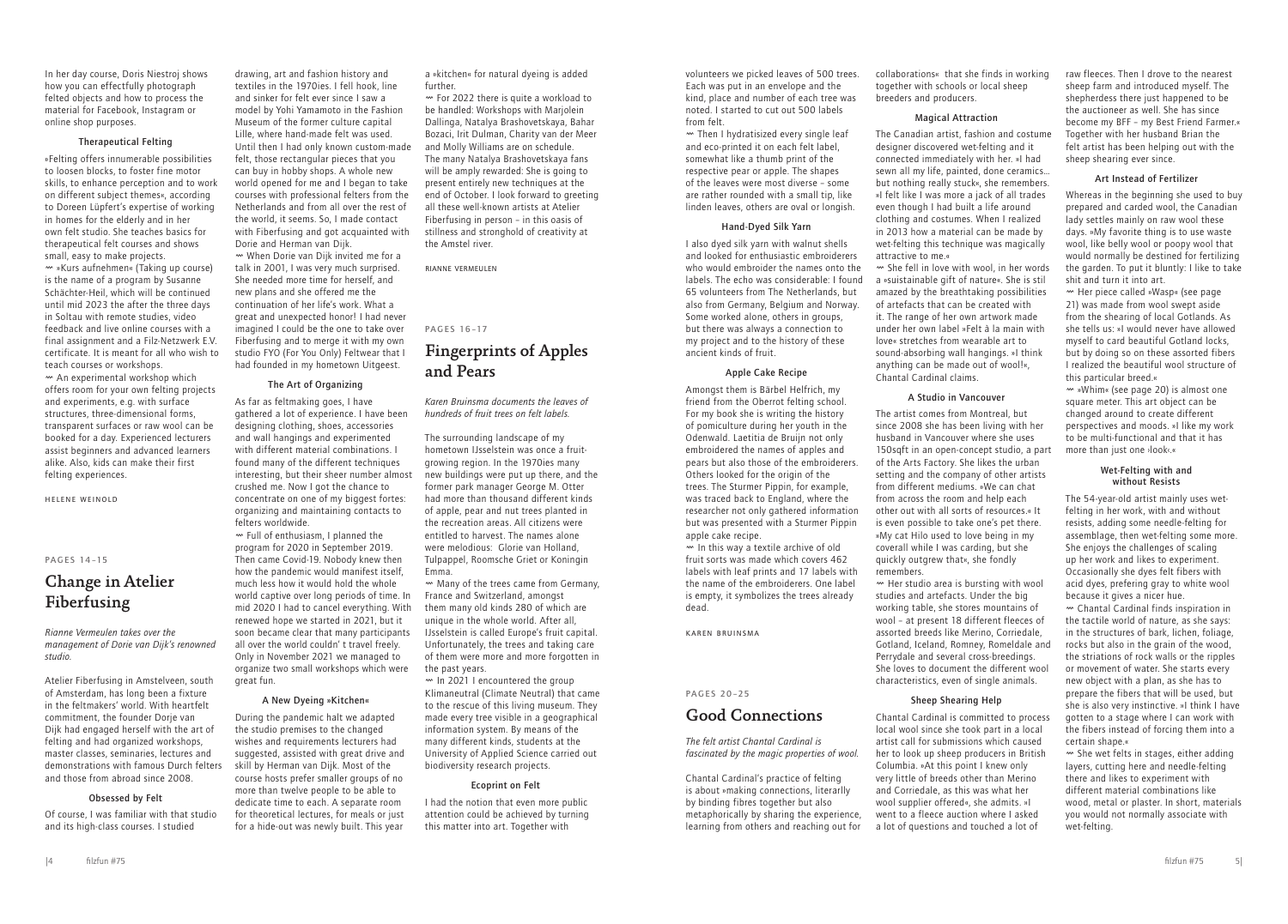In her day course, Doris Niestroj shows how you can effectfully photograph felted objects and how to process the material for Facebook, Instagram or online shop purposes.

### Therapeutical Felting

»Felting offers innumerable possibilities to loosen blocks, to foster fine motor skills, to enhance perception and to work on different subject themes«, according to Doreen Lüpfert's expertise of working in homes for the elderly and in her own felt studio. She teaches basics for therapeutical felt courses and shows small, easy to make projects.

〰 »Kurs aufnehmen« (Taking up course) is the name of a program by Susanne Schächter-Heil, which will be continued until mid 2023 the after the three days in Soltau with remote studies, video feedback and live online courses with a final assignment and a Filz-Netzwerk E.V. certificate. It is meant for all who wish to teach courses or workshops.

〰 An experimental workshop which offers room for your own felting projects and experiments, e.g. with surface structures, three-dimensional forms, transparent surfaces or raw wool can be booked for a day. Experienced lecturers assist beginners and advanced learners alike. Also, kids can make their first felting experiences.

HELENE WEINOLD

PAGES 14–15

## Change in Atelier Fiberfusing

*Rianne Vermeulen takes over the management of Dorie van Dijk's renowned studio.*

Atelier Fiberfusing in Amstelveen, south of Amsterdam, has long been a fixture in the feltmakers' world. With heartfelt commitment, the founder Dorje van Dijk had engaged herself with the art of felting and had organized workshops, master classes, seminaries, lectures and demonstrations with famous Durch felters and those from abroad since 2008.

### Obsessed by Felt

Of course, I was familiar with that studio and its high-class courses. I studied drawing, art and fashion history and textiles in the 1970ies. I fell hook, line and sinker for felt ever since I saw a model by Yohi Yamamoto in the Fashion Museum of the former culture capital Lille, where hand-made felt was used. Until then I had only known custom-made felt, those rectangular pieces that you can buy in hobby shops. A whole new world opened for me and I began to take courses with professional felters from the Netherlands and from all over the rest of the world, it seems. So, I made contact with Fiberfusing and got acquainted with Dorie and Herman van Dijk.

〰 When Dorie van Dijk invited me for a talk in 2001, I was very much surprised. She needed more time for herself, and new plans and she offered me the continuation of her life's work. What a great and unexpected honor! I had never imagined I could be the one to take over Fiberfusing and to merge it with my own studio FYO (For You Only) Feltwear that I had founded in my hometown Uitgeest.

### The Art of Organizing

As far as feltmaking goes, I have gathered a lot of experience. I have been designing clothing, shoes, accessories and wall hangings and experimented with different material combinations. I found many of the different techniques interesting, but their sheer number almost crushed me. Now I got the chance to concentrate on one of my biggest fortes: organizing and maintaining contacts to felters worldwide.

〰 Full of enthusiasm, I planned the program for 2020 in September 2019. Then came Covid-19. Nobody knew then how the pandemic would manifest itself, much less how it would hold the whole world captive over long periods of time. In mid 2020 I had to cancel everything. With renewed hope we started in 2021, but it soon became clear that many participants all over the world couldn' t travel freely. Only in November 2021 we managed to organize two small workshops which were great fun.

### A New Dyeing »Kitchen«

During the pandemic halt we adapted the studio premises to the changed wishes and requirements lecturers had suggested, assisted with great drive and skill by Herman van Dijk. Most of the course hosts prefer smaller groups of no more than twelve people to be able to dedicate time to each. A separate room for theoretical lectures, for meals or just for a hide-out was newly built. This year a »kitchen« for natural dyeing is added further.

〰 For 2022 there is quite a workload to be handled: Workshops with Marjolein Dallinga, Natalya Brashovetskaya, Bahar Bozaci, Irit Dulman, Charity van der Meer and Molly Williams are on schedule. The many Natalya Brashovetskaya fans will be amply rewarded: She is going to present entirely new techniques at the end of October. I look forward to greeting all these well-known artists at Atelier Fiberfusing in person – in this oasis of stillness and stronghold of creativity at the Amstel river.

RIANNE VERMEULEN

PAGES 16–17

## Fingerprints of Apples and Pears

*Karen Bruinsma documents the leaves of hundreds of fruit trees on felt labels.*

The surrounding landscape of my hometown IJsselstein was once a fruit-growing region. In the 1970ies many new buildings were put up there, and the former park manager George M. Otter had more than thousand different kinds of apple, pear and nut trees planted in the recreation areas. All citizens were entitled to harvest. The names alone were melodious: Glorie van Holland, Tulpappel, Roomsche Griet or Koningin Emma.

〰 Many of the trees came from Germany, France and Switzerland, amongst them many old kinds 280 of which are unique in the whole world. After all, IJsselstein is called Europe's fruit capital. Unfortunately, the trees and taking care of them were more and more forgotten in the past years.

〰 In 2021 I encountered the group Klimaneutral (Climate Neutral) that came to the rescue of this living museum. They made every tree visible in a geographical information system. By means of the many different kinds, students at the University of Applied Science carried out biodiversity research projects.

### Ecoprint on Felt

I had the notion that even more public attention could be achieved by turning this matter into art. Together with volunteers we picked leaves of 500 trees. Each was put in an envelope and the kind, place and number of each tree was noted. I started to cut out 500 labels from felt.

〰 Then I hydratisized every single leaf and eco-printed it on each felt label, somewhat like a thumb print of the respective pear or apple. The shapes of the leaves were most diverse – some are rather rounded with a small tip, like linden leaves, others are oval or longish.

### Hand-Dyed Silk Yarn

I also dyed silk yarn with walnut shells and looked for enthusiastic embroiderers who would embroider the names onto the labels. The echo was considerable: I found 65 volunteers from The Netherlands, but also from Germany, Belgium and Norway. Some worked alone, others in groups, but there was always a connection to my project and to the history of these ancient kinds of fruit.

### Apple Cake Recipe

Amongst them is Bärbel Helfrich, my friend from the Oberrot felting school. For my book she is writing the history of pomiculture during her youth in the Odenwald. Laetitia de Bruijn not only embroidered the names of apples and pears but also those of the embroiderers. Others looked for the origin of the trees. The Sturmer Pippin, for example, was traced back to England, where the researcher not only gathered information but was presented with a Sturmer Pippin apple cake recipe.

〰 In this way a textile archive of old fruit sorts was made which covers 462 labels with leaf prints and 17 labels with the name of the embroiderers. One label is empty, it symbolizes the trees already dead.

KAREN BRUINSMA

PAGES 20–25

## Good Connections

*The felt artist Chantal Cardinal is fascinated by the magic properties of wool.*

Chantal Cardinal's practice of felting is about »making connections, literarily by binding fibres together but also metaphorically by sharing the experience, learning from others and reaching out for collaborations« that she finds in working together with schools or local sheep breeders and producers.

### Magical Attraction

The Canadian artist, fashion and costume designer discovered wet-felting and it connected immediately with her. »I had sewn all my life, painted, done ceramics… but nothing really stuck«, she remembers. »I felt like I was more a jack of all trades even though I had built a life around clothing and costumes. When I realized in 2013 how a material can be made by wet-felting this technique was magically attractive to me.«

〰 She fell in love with wool, in her words a »suistainable gift of nature«. She is stil amazed by the breathtaking possibilities of artefacts that can be created with it. The range of her own artwork made under her own label »Felt à la main with love« stretches from wearable art to sound-absorbing wall hangings. »I think anything can be made out of wool!«, Chantal Cardinal claims.

### A Studio in Vancouver

The artist comes from Montreal, but since 2008 she has been living with her husband in Vancouver where she uses 150sqft in an open-concept studio, a part of the Arts Factory. She likes the urban setting and the company of other artists from different mediums. »We can chat from across the room and help each other out with all sorts of resources.« It is even possible to take one's pet there. »My cat Hilo used to love being in my coverall while I was carding, but she quickly outgrew that«, she fondly remembers.

〰 Her studio area is bursting with wool studies and artefacts. Under the big working table, she stores mountains of wool – at present 18 different fleeces of assorted breeds like Merino, Corriedale, Gotland, Iceland, Romney, Romeldale and Perrydale and several cross-breedings. She loves to document the different wool characteristics, even of single animals.

### Sheep Shearing Help

Chantal Cardinal is committed to process local wool since she took part in a local artist call for submissions which caused her to look up sheep producers in British Columbia. »At this point I knew only very little of breeds other than Merino and Corriedale, as this was what her wool supplier offered«, she admits. »I went to a fleece auction where I asked a lot of questions and touched a lot of raw fleeces. Then I drove to the nearest sheep farm and introduced myself. The shepherdess there just happened to be the auctioneer as well. She has since become my BFF – my Best Friend Farmer.« Together with her husband Brian the felt artist has been helping out with the sheep shearing ever since.

### Art Instead of Fertilizer

Whereas in the beginning she used to buy prepared and carded wool, the Canadian lady settles mainly on raw wool these days. »My favorite thing is to use waste wool, like belly wool or poopy wool that would normally be destined for fertilizing the garden. To put it bluntly: I like to take shit and turn it into art.

〰 Her piece called »Wasp« (see page 21) was made from wool swept aside from the shearing of local Gotlands. As she tells us: »I would never have allowed myself to card beautiful Gotland locks, but by doing so on these assorted fibers I realized the beautiful wool structure of this particular breed.«

〰 »Whim« (see page 20) is almost one square meter. This art object can be changed around to create different perspectives and moods. »I like my work to be multi-functional and that it has more than just one ›look‹.«

### Wet-Felting with and without Resists

The 54-year-old artist mainly uses wet-felting in her work, with and without resists, adding some needle-felting for assemblage, then wet-felting some more. She enjoys the challenges of scaling up her work and likes to experiment. Occasionally she dyes felt fibers with acid dyes, prefering gray to white wool because it gives a nicer hue.

〰 Chantal Cardinal finds inspiration in the tactile world of nature, as she says: in the structures of bark, lichen, foliage, rocks but also in the grain of the wood, the striations of rock walls or the ripples or movement of water. She starts every new object with a plan, as she has to prepare the fibers that will be used, but she is also very instinctive. »I think I have gotten to a stage where I can work with the fibers instead of forcing them into a certain shape.«

〰 She wet felts in stages, either adding layers, cutting here and needle-felting there and likes to experiment with different material combinations like wood, metal or plaster. In short, materials you would not normally associate with wet-felting.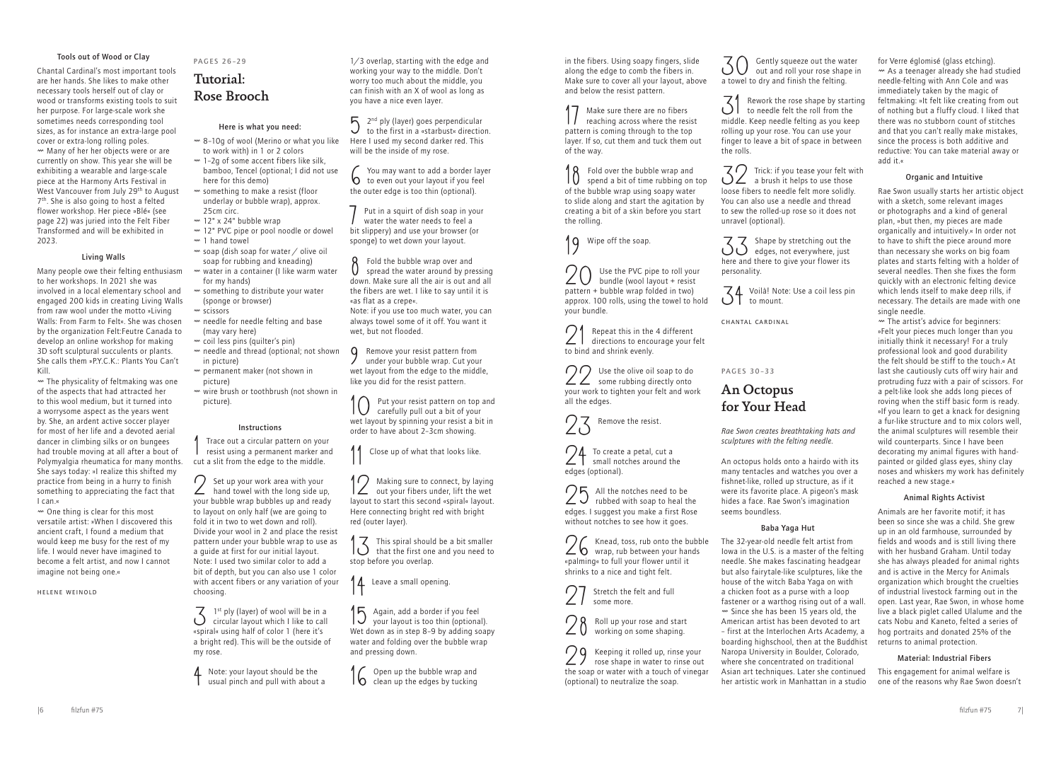### Tools out of Wood or Clay

Chantal Cardinal's most important tools are her hands. She likes to make other necessary tools herself out of clay or wood or transforms existing tools to suit her purpose. For large-scale work she sometimes needs corresponding tool sizes, as for instance an extra-large pool cover or extra-long rolling poles.

〰 Many of her her objects were or are currently on show. This year she will be exhibiting a wearable and large-scale piece at the Harmony Arts Festival in West Vancouver from July 29th to August 7th. She is also going to host a felted flower workshop. Her piece »Blé« (see page 22) was juried into the Felt Fiber Transformed and will be exhibited in 2023.

### Living Walls

Many people owe their felting enthusiasm to her workshops. In 2021 she was involved in a local elementary school and engaged 200 kids in creating Living Walls from raw wool under the motto »Living Walls: From Farm to Felt«. She was chosen by the organization Felt:Feutre Canada to develop an online workshop for making 3D soft sculptural succulents or plants. She calls them »P.Y.C.K.: Plants You Can't Kill.

〰 The physicality of feltmaking was one of the aspects that had attracted her to this wool medium, but it turned into a worrysome aspect as the years went by. She, an ardent active soccer player for most of her life and a devoted aerial dancer in climbing silks or on bungees had trouble moving at all after a bout of Polymyalgia rheumatica for many months. She says today: »I realize this shifted my practice from being in a hurry to finish something to appreciating the fact that I can.«

〰 One thing is clear for this most versatile artist: »When I discovered this ancient craft, I found a medium that would keep me busy for the rest of my life. I would never have imagined to become a felt artist, and now I cannot imagine not being one.«

HELENE WEINOLD

PAGES 26–29

## Tutorial: Rose Brooch

### Here is what you need:

- 8–10g of wool (Merino or what you like to work with) in 1 or 2 colors
- 1–2g of some accent fibers like silk, bamboo, Tencel (optional; I did not use here for this demo)
- something to make a resist (floor underlay or bubble wrap), approx. 25cm circ.
- 12" x 24" bubble wrap
- 12" PVC pipe or pool noodle or dowel
- 1 hand towel
- soap (dish soap for water / olive oil soap for rubbing and kneading)
- water in a container (I like warm water for my hands)
- something to distribute your water (sponge or browser)
- scissors
- needle for needle felting and base (may vary here)
- coil less pins (quilter's pin)
- needle and thread (optional; not shown in picture)
- permanent maker (not shown in picture)
- wire brush or toothbrush (not shown in picture).

### Instructions

1 Trace out a circular pattern on your resist using a permanent marker and cut a slit from the edge to the middle.

2 Set up your work area with your hand towel with the long side up, your bubble wrap bubbles up and ready to layout on only half (we are going to fold it in two to wet down and roll). Divide your wool in 2 and place the resist pattern under your bubble wrap to use as a guide at first for our initial layout. Note: I used two similar color to add a bit of depth, but you can also use 1 color with accent fibers or any variation of your choosing.

3 1st ply (layer) of wool will be in a circular layout which I like to call »spiral« using half of color 1 (here it's a bright red). This will be the outside of my rose.

4 Note: your layout should be the usual pinch and pull with about a 1/3 overlap, starting with the edge and working your way to the middle. Don't worry too much about the middle, you can finish with an X of wool as long as you have a nice even layer.

5 2nd ply (layer) goes perpendicular to the first in a »starbust« direction. Here I used my second darker red. This will be the inside of my rose.

6 You may want to add a border layer to even out your layout if you feel the outer edge is too thin (optional).

7 Put in a squirt of dish soap in your water the water needs to feel a bit slippery) and use your browser (or sponge) to wet down your layout.

8 Fold the bubble wrap over and spread the water around by pressing down. Make sure all the air is out and all the fibers are wet. I like to say until it is »as flat as a crepe«.
Note: if you use too much water, you can always towel some of it off. You want it wet, but not flooded.

9 Remove your resist pattern from under your bubble wrap. Cut your wet layout from the edge to the middle, like you did for the resist pattern.

10 Put your resist pattern on top and carefully pull out a bit of your wet layout by spinning your resist a bit in order to have about 2–3cm showing.

11 Close up of what that looks like.

12 Making sure to connect, by laying out your fibers under, lift the wet layout to start this second »spiral« layout. Here connecting bright red with bright red (outer layer).

13 This spiral should be a bit smaller that the first one and you need to stop before you overlap.

14 Leave a small opening.

15 Again, add a border if you feel your layout is too thin (optional). Wet down as in step 8–9 by adding soapy water and folding over the bubble wrap and pressing down.

16 Open up the bubble wrap and clean up the edges by tucking in the fibers. Using soapy fingers, slide along the edge to comb the fibers in. Make sure to cover all your layout, above and below the resist pattern.

17 Make sure there are no fibers reaching across where the resist pattern is coming through to the top layer. If so, cut them and tuck them out of the way.

18 Fold over the bubble wrap and spend a bit of time rubbing on top of the bubble wrap using soapy water to slide along and start the agitation by creating a bit of a skin before you start the rolling.

19 Wipe off the soap.

20 Use the PVC pipe to roll your bundle (wool layout + resist pattern + bubble wrap folded in two) approx. 100 rolls, using the towel to hold your bundle.

21 Repeat this in the 4 different directions to encourage your felt to bind and shrink evenly.

22 Use the olive oil soap to do some rubbing directly onto your work to tighten your felt and work all the edges.

23 Remove the resist.

24 To create a petal, cut a small notches around the edges (optional).

25 All the notches need to be rubbed with soap to heal the edges. I suggest you make a first Rose without notches to see how it goes.

26 Knead, toss, rub onto the bubble wrap, rub between your hands »palming« to full your flower until it shrinks to a nice and tight felt.

27 Stretch the felt and full some more.

28 Roll up your rose and start working on some shaping.

29 Keeping it rolled up, rinse your rose shape in water to rinse out the soap or water with a touch of vinegar (optional) to neutralize the soap.

30 Gently squeeze out the water out and roll your rose shape in a towel to dry and finish the felting.

31 Rework the rose shape by starting to needle felt the roll from the middle. Keep needle felting as you keep rolling up your rose. You can use your finger to leave a bit of space in between the rolls.

32 Trick: if you tease your felt with a brush it helps to use those loose fibers to needle felt more solidly. You can also use a needle and thread to sew the rolled-up rose so it does not unravel (optional).

33 Shape by stretching out the edges, not everywhere, just here and there to give your flower its personality.

34 Voilà! Note: Use a coil less pin to mount.

CHANTAL CARDINAL

PAGES 30–33

## An Octopus for Your Head

*Rae Swon creates breathtaking hats and sculptures with the felting needle.*

An octopus holds onto a hairdo with its many tentacles and watches you over a fishnet-like, rolled up structure, as if it were its favorite place. A pigeon's mask hides a face. Rae Swon's imagination seems boundless.

### Baba Yaga Hut

The 32-year-old needle felt artist from Iowa in the U.S. is a master of the felting needle. She makes fascinating headgear but also fairytale-like sculptures, like the house of the witch Baba Yaga on with a chicken foot as a purse with a loop fastener or a warthog rising out of a wall.

〰 Since she has been 15 years old, the American artist has been devoted to art – first at the Interlochen Arts Academy, a boarding highschool, then at the Buddhist Naropa University in Boulder, Colorado, where she concentrated on traditional Asian art techniques. Later she continued her artistic work in Manhattan in a studio for Verre églomisé (glass etching).

〰 As a teenager already she had studied needle-felting with Ann Cole and was immediately taken by the magic of feltmaking: »It felt like creating from out of nothing but a fluffy cloud. I liked that there was no stubborn count of stitches and that you can't really make mistakes, since the process is both additive and reductive: You can take material away or add it.«

### Organic and Intuitive

Rae Swon usually starts her artistic object with a sketch, some relevant images or photographs and a kind of general plan, »but then, my pieces are made organically and intuitively.« In order not to have to shift the piece around more than necessary she works on big foam plates and starts felting with a holder of several needles. Then she fixes the form quickly with an electronic felting device which lends itself to make deep rills, if necessary. The details are made with one single needle.

〰 The artist's advice for beginners: »Felt your pieces much longer than you initially think it necessary! For a truly professional look and good durability the felt should be stiff to the touch.« At last she cautiously cuts off wiry hair and protruding fuzz with a pair of scissors. For a pelt-like look she adds long pieces of roving when the stiff basic form is ready. »If you learn to get a knack for designing a fur-like structure and to mix colors well, the animal sculptures will resemble their wild counterparts. Since I have been decorating my animal figures with hand-painted or gilded glass eyes, shiny clay noses and whiskers my work has definitely reached a new stage.«

### Animal Rights Activist

Animals are her favorite motif; it has been so since she was a child. She grew up in an old farmhouse, surrounded by fields and woods and is still living there with her husband Graham. Until today she has always pleaded for animal rights and is active in the Mercy for Animals organization which brought the cruelties of industrial livestock farming out in the open. Last year, Rae Swon, in whose home live a black piglet called Ulalume and the cats Nobu and Kaneto, felted a series of hog portraits and donated 25% of the returns to animal protection.

### Material: Industrial Fibers

This engagement for animal welfare is one of the reasons why Rae Swon doesn't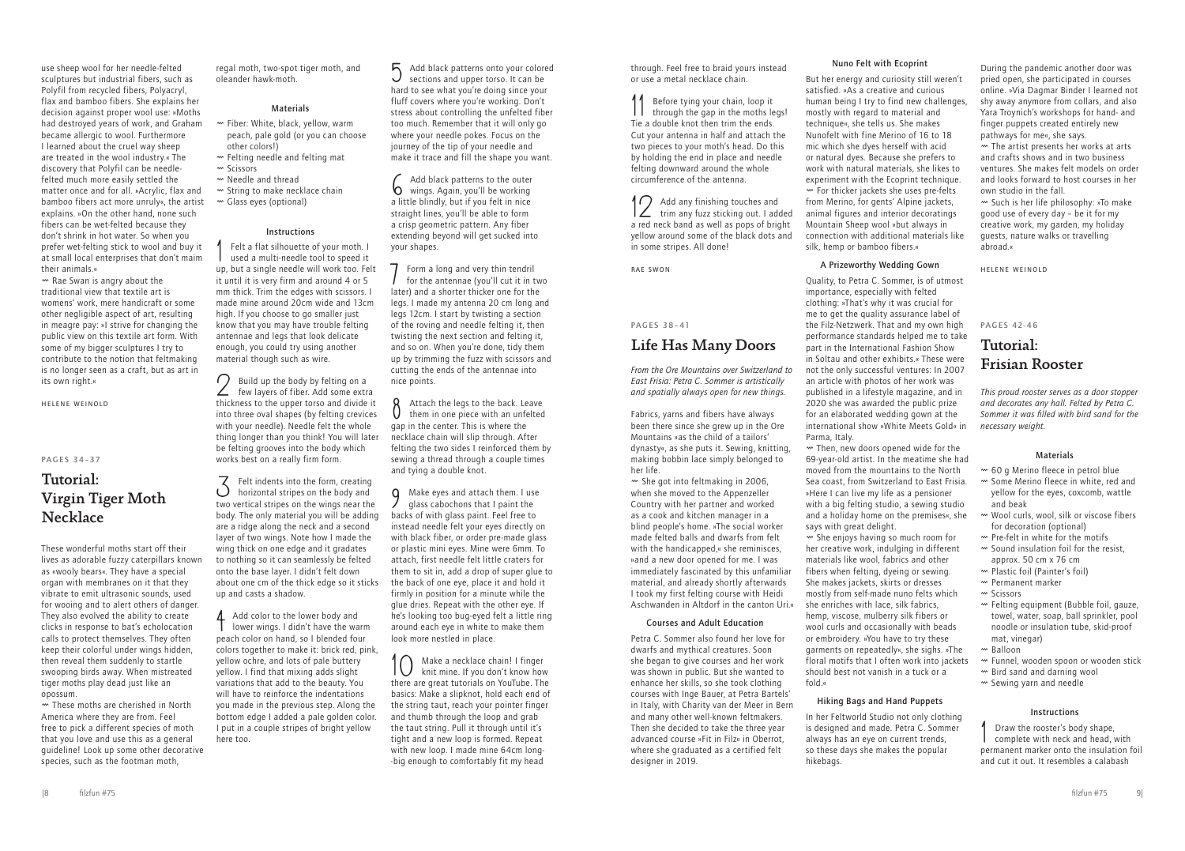use sheep wool for her needle-felted sculptures but industrial fibers, such as Polyfil from recycled fibers, Polyacryl, flax and bamboo fibers. She explains her decision against proper wool use: »Moths had destroyed years of work, and Graham became allergic to wool. Furthermore I learned about the cruel way sheep are treated in the wool industry.« The discovery that Polyfil can be needle-felted much more easily settled the matter once and for all. »Acrylic, flax and bamboo fibers act more unruly«, the artist explains. »On the other hand, none such fibers can be wet-felted because they don't shrink in hot water. So when you prefer wet-felting stick to wool and buy it at small local enterprises that don't maim their animals.«

〰 Rae Swan is angry about the traditional view that textile art is womens' work, mere handicraft or some other negligible aspect of art, resulting in meagre pay: »I strive for changing the public view on this textile art form. With some of my bigger sculptures I try to contribute to the notion that feltmaking is no longer seen as a craft, but as art in its own right.«

HELENE WEINOLD

PAGES 34–37

## Tutorial: Virgin Tiger Moth Necklace

These wonderful moths start off their lives as adorable fuzzy caterpillars known as »wooly bears«. They have a special organ with membranes on it that they vibrate to emit ultrasonic sounds, used for wooing and to alert others of danger. They also evolved the ability to create clicks in response to bat's echolocation calls to protect themselves. They often keep their colorful under wings hidden, then reveal them suddenly to startle swooping birds away. When mistreated tiger moths play dead just like an opossum.

〰 These moths are cherished in North America where they are from. Feel free to pick a different species of moth that you love and use this as a general guideline! Look up some other decorative species, such as the footman moth, regal moth, two-spot tiger moth, and oleander hawk-moth.

### Materials

- Fiber: White, black, yellow, warm peach, pale gold (or you can choose other colors!)
- Felting needle and felting mat
- Scissors
- Needle and thread
- String to make necklace chain
- Glass eyes (optional)

### Instructions

1 Felt a flat silhouette of your moth. I used a multi-needle tool to speed it up, but a single needle will work too. Felt it until it is very firm and around 4 or 5 mm thick. Trim the edges with scissors. I made mine around 20cm wide and 13cm high. If you choose to go smaller just know that you may have trouble felting antennae and legs that look delicate enough, you could try using another material though such as wire.

2 Build up the body by felting on a few layers of fiber. Add some extra thickness to the upper torso and divide it into three oval shapes (by felting crevices with your needle). Needle felt the whole thing longer than you think! You will later be felting grooves into the body which works best on a really firm form.

3 Felt indents into the form, creating horizontal stripes on the body and two vertical stripes on the wings near the body. The only material you will be adding are a ridge along the neck and a second layer of two wings. Note how I made the wing thick on one edge and it gradates to nothing so it can seamlessly be felted onto the base layer. I didn't felt down about one cm of the thick edge so it sticks up and casts a shadow.

4 Add color to the lower body and lower wings. I didn't have the warm peach color on hand, so I blended four colors together to make it: brick red, pink, yellow ochre, and lots of pale buttery yellow. I find that mixing adds slight variations that add to the beauty. You will have to reinforce the indentations you made in the previous step. Along the bottom edge I added a pale golden color. I put in a couple stripes of bright yellow here too.

5 Add black patterns onto your colored sections and upper torso. It can be hard to see what you're doing since your fluff covers where you're working. Don't stress about controlling the unfelted fiber too much. Remember that it will only go where your needle pokes. Focus on the journey of the tip of your needle and make it trace and fill the shape you want.

6 Add black patterns to the outer wings. Again, you'll be working a little blindly, but if you felt in nice straight lines, you'll be able to form a crisp geometric pattern. Any fiber extending beyond will get sucked into your shapes.

7 Form a long and very thin tendril for the antennae (you'll cut it in two later) and a shorter thicker one for the legs. I made my antenna 20 cm long and legs 12cm. I start by twisting a section of the roving and needle felting it, then twisting the next section and felting it, and so on. When you're done, tidy them up by trimming the fuzz with scissors and cutting the ends of the antennae into nice points.

8 Attach the legs to the back. Leave them in one piece with an unfelted gap in the center. This is where the necklace chain will slip through. After felting the two sides I reinforced them by sewing a thread through a couple times and tying a double knot.

9 Make eyes and attach them. I use glass cabochons that I paint the backs of with glass paint. Feel free to instead needle felt your eyes directly on with black fiber, or order pre-made glass or plastic mini eyes. Mine were 6mm. To attach, first needle felt little craters for them to sit in, add a drop of super glue to the back of one eye, place it and hold it firmly in position for a minute while the glue dries. Repeat with the other eye. If he's looking too bug-eyed felt a little ring around each eye in white to make them look more nestled in place.

10 Make a necklace chain! I finger knit mine. If you don't know how there are great tutorials on YouTube. The basics: Make a slipknot, hold each end of the string taut, reach your pointer finger and thumb through the loop and grab the taut string. Pull it through until it's tight and a new loop is formed. Repeat with new loop. I made mine 64cm long--big enough to comfortably fit my head through. Feel free to braid yours instead or use a metal necklace chain.

11 Before tying your chain, loop it through the gap in the moths legs! Tie a double knot then trim the ends. Cut your antenna in half and attach the two pieces to your moth's head. Do this by holding the end in place and needle felting downward around the whole circumference of the antenna.

12 Add any finishing touches and trim any fuzz sticking out. I added a red neck band as well as pops of bright yellow around some of the black dots and in some stripes. All done!

RAE SWON

PAGES 38–41

## Life Has Many Doors

*From the Ore Mountains over Switzerland to East Frisia: Petra C. Sommer is artistically and spatially always open for new things.*

Fabrics, yarns and fibers have always been there since she grew up in the Ore Mountains »as the child of a tailors' dynasty«, as she puts it. Sewing, knitting, making bobbin lace simply belonged to her life.

〰 She got into feltmaking in 2006, when she moved to the Appenzeller Country with her partner and worked as a cook and kitchen manager in a blind people's home. »The social worker made felted balls and dwarfs from felt with the handicapped,« she reminisces, »and a new door opened for me. I was immediately fascinated by this unfamiliar material, and already shortly afterwards I took my first felting course with Heidi Aschwanden in Altdorf in the canton Uri.«

### Courses and Adult Education

Petra C. Sommer also found her love for dwarfs and mythical creatures. Soon she began to give courses and her work was shown in public. But she wanted to enhance her skills, so she took clothing courses with Inge Bauer, at Petra Bartels' in Italy, with Charity van der Meer in Bern and many other well-known feltmakers. Then she decided to take the three year advanced course »Fit in Filz« in Oberrot, where she graduated as a certified felt designer in 2019.

### Nuno Felt with Ecoprint

But her energy and curiosity still weren't satisfied. »As a creative and curious human being I try to find new challenges, mostly with regard to material and technique«, she tells us. She makes Nunofelt with fine Merino of 16 to 18 mic which she dyes herself with acid or natural dyes. Because she prefers to work with natural materials, she likes to experiment with the Ecoprint technique.

〰 For thicker jackets she uses pre-felts from Merino, for gents' Alpine jackets, animal figures and interior decoratings Mountain Sheep wool »but always in connection with additional materials like silk, hemp or bamboo fibers.«

### A Prizeworthy Wedding Gown

Quality, to Petra C. Sommer, is of utmost importance, especially with felted clothing: »That's why it was crucial for me to get the quality assurance label of the Filz-Netzwerk. That and my own high performance standards helped me to take part in the International Fashion Show in Soltau and other exhibits.« These were not the only successful ventures: In 2007 an article with photos of her work was published in a lifestyle magazine, and in 2020 she was awarded the public prize for an elaborated wedding gown at the international show »White Meets Gold« in Parma, Italy.

〰 Then, new doors opened wide for the 69-year-old artist. In the meatime she had moved from the mountains to the North Sea coast, from Switzerland to East Frisia. »Here I can live my life as a pensioner with a big felting studio, a sewing studio and a holiday home on the premises«, she says with great delight.

〰 She enjoys having so much room for her creative work, indulging in different materials like wool, fabrics and other fibers when felting, dyeing or sewing. She makes jackets, skirts or dresses mostly from self-made nuno felts which she enriches with lace, silk fabrics, hemp, viscose, mulberry silk fibers or wool curls and occasionally with beads or embroidery. »You have to try these garments on repeatedly«, she sighs. »The floral motifs that I often work into jackets should best not vanish in a tuck or a fold.«

### Hiking Bags and Hand Puppets

In her Feltworld Studio not only clothing is designed and made. Petra C. Sommer always has an eye on current trends, so these days she makes the popular hikebags.

During the pandemic another door was pried open, she participated in courses online. »Via Dagmar Binder I learned not shy away anymore from collars, and also Yara Troynich's workshops for hand- and finger puppets created entirely new pathways for me«, she says.

〰 The artist presents her works at arts and crafts shows and in two business ventures. She makes felt models on order and looks forward to host courses in her own studio in the fall.

〰 Such is her life philosophy: »To make good use of every day – be it for my creative work, my garden, my holiday guests, nature walks or travelling abroad.«

HELENE WEINOLD

PAGES 42–46

## Tutorial: Frisian Rooster

*This proud rooster serves as a door stopper and decorates any hall. Felted by Petra C. Sommer it was filled with bird sand for the necessary weight.*

### Materials

- 60 g Merino fleece in petrol blue
- Some Merino fleece in white, red and yellow for the eyes, coxcomb, wattle and beak
- Wool curls, wool, silk or viscose fibers for decoration (optional)
- Pre-felt in white for the motifs
- Sound insulation foil for the resist, approx. 50 cm x 76 cm
- Plastic foil (Painter's foil)
- Permanent marker
- Scissors
- Felting equipment (Bubble foil, gauze, towel, water, soap, ball sprinkler, pool noodle or insulation tube, skid-proof mat, vinegar)
- Balloon
- Funnel, wooden spoon or wooden stick
- Bird sand and darning wool
- Sewing yarn and needle

### Instructions

1 Draw the rooster's body shape, complete with neck and head, with permanent marker onto the insulation foil and cut it out. It resembles a calabash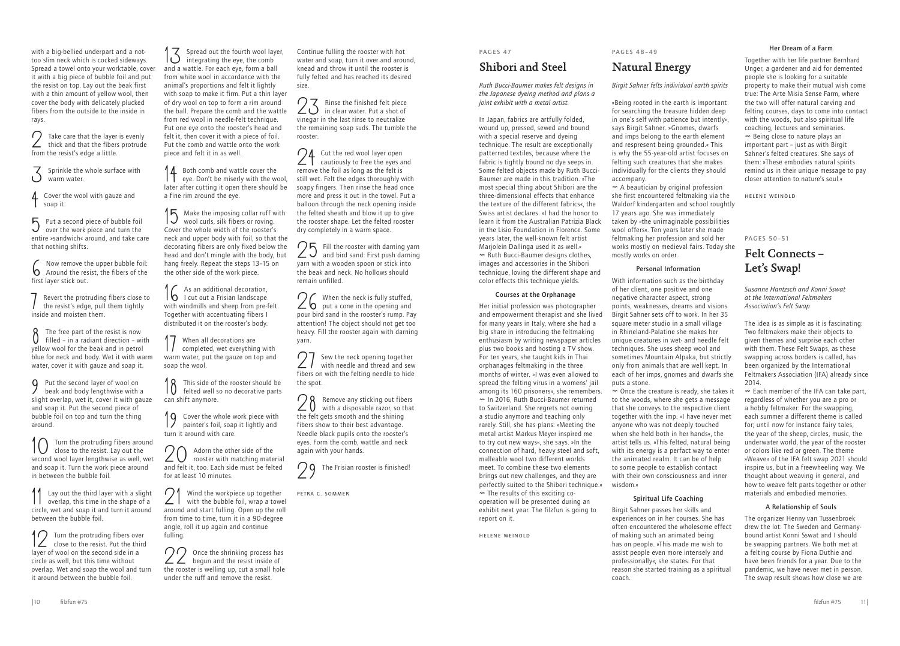with a big-bellied underpart and a not-too slim neck which is cocked sideways. Spread a towel onto your worktable, cover it with a big piece of bubble foil and put the resist on top. Lay out the beak first with a thin amount of yellow wool, then cover the body with delicately plucked fibers from the outside to the inside in rays.

2 Take care that the layer is evenly thick and that the fibers protrude from the resist's edge a little.

3 Sprinkle the whole surface with warm water.

4 Cover the wool with gauze and soap it.

5 Put a second piece of bubble foil over the work piece and turn the entire »sandwich« around, and take care that nothing shifts.

6 Now remove the upper bubble foil: Around the resist, the fibers of the first layer stick out.

7 Revert the protruding fibers close to the resist's edge, pull them tightly inside and moisten them.

8 The free part of the resist is now filled – in a radiant direction – with yellow wool for the beak and in petrol blue for neck and body. Wet it with warm water, cover it with gauze and soap it.

9 Put the second layer of wool on beak and body lengthwise with a slight overlap, wet it, cover it with gauze and soap it. Put the second piece of bubble foil on top and turn the thing around.

10 Turn the protruding fibers around close to the resist. Lay out the second wool layer lengthwise as well, wet and soap it. Turn the work piece around in between the bubble foil.

11 Lay out the third layer with a slight overlap, this time in the shape of a circle, wet and soap it and turn it around between the bubble foil.

12 Turn the protruding fibers over close to the resist. Put the third layer of wool on the second side in a circle as well, but this time without overlap. Wet and soap the wool and turn it around between the bubble foil.

13 Spread out the fourth wool layer, integrating the eye, the comb and a wattle. For each eye, form a ball from white wool in accordance with the animal's proportions and felt it lightly with soap to make it firm. Put a thin layer of dry wool on top to form a rim around the ball. Prepare the comb and the wattle from red wool in needle-felt technique. Put one eye onto the rooster's head and felt it, then cover it with a piece of foil. Put the comb and wattle onto the work piece and felt it in as well.

14 Both comb and wattle cover the eye. Don't be miserly with the wool, later after cutting it open there should be a fine rim around the eye.

15 Make the imposing collar ruff with wool curls, silk fibers or roving. Cover the whole width of the rooster's neck and upper body with foil, so that the decorating fibers are only fixed below the head and don't mingle with the body, but hang freely. Repeat the steps 13–15 on the other side of the work piece.

16 As an additional decoration, I cut out a Frisian landscape with windmills and sheep from pre-felt. Together with accentuating fibers I distributed it on the rooster's body.

17 When all decorations are completed, wet everything with warm water, put the gauze on top and soap the wool.

18 This side of the rooster should be felted well so no decorative parts can shift anymore.

19 Cover the whole work piece with painter's foil, soap it lightly and turn it around with care.

20 Adorn the other side of the rooster with matching material and felt it, too. Each side must be felted for at least 10 minutes.

21 Wind the workpiece up together with the bubble foil, wrap a towel around and start fulling. Open up the roll from time to time, turn it in a 90-degree angle, roll it up again and continue fulling.

22 Once the shrinking process has begun and the resist inside of the rooster is welling up, cut a small hole under the ruff and remove the resist.

Continue fulling the rooster with hot water and soap, turn it over and around, knead and throw it until the rooster is fully felted and has reached its desired size.

23 Rinse the finished felt piece in clear water. Put a shot of vinegar in the last rinse to neutralize the remaining soap suds. The tumble the rooster.

24 Cut the red wool layer open cautiously to free the eyes and remove the foil as long as the felt is still wet. Felt the edges thoroughly with soapy fingers. Then rinse the head once more and press it out in the towel. Put a balloon through the neck opening inside the felted sheath and blow it up to give the rooster shape. Let the felted rooster dry completely in a warm space.

25 Fill the rooster with darning yarn and bird sand: First push darning yarn with a wooden spoon or stick into the beak and neck. No hollows should remain unfilled.

26 When the neck is fully stuffed, put a cone in the opening and pour bird sand in the rooster's rump. Pay attention! The object should not get too heavy. Fill the rooster again with darning yarn.

27 Sew the neck opening together with needle and thread and sew fibers on with the felting needle to hide the spot.

28 Remove any sticking out fibers with a disposable razor, so that the felt gets smooth and the shining fibers show to their best advantage. Needle black pupils onto the rooster's eyes. Form the comb, wattle and neck again with your hands.

29 The Frisian rooster is finished!

PETRA C. SOMMER

PAGES 47

## Shibori and Steel

*Ruth Bucci-Baumer makes felt designs in the Japanese dyeing method and plans a joint exhibit with a metal artist.*

In Japan, fabrics are artfully folded, wound up, pressed, sewed and bound with a special reserve and dyeing technique. The result are exceptionally patterned textiles, because where the fabric is tightly bound no dye seeps in. Some felted objects made by Ruth Bucci-Baumer are made in this tradition. »The most special thing about Shibori are the three-dimensional effects that enhance the texture of the different fabrics«, the Swiss artist declares. »I had the honor to learn it from the Australian Patrizia Black in the Lisio Foundation in Florence. Some years later, the well-known felt artist Marjolein Dallinga used it as well.«
~ Ruth Bucci-Baumer designs clothes, images and accessories in the Shibori technique, loving the different shape and color effects this technique yields.

### Courses at the Orphanage

Her initial profession was photographer and empowerment therapist and she lived for many years in Italy, where she had a big share in introducing the feltmaking enthusiasm by writing newspaper articles plus two books and hosting a TV show. For ten years, she taught kids in Thai orphanages feltmaking in the three months of winter. »I was even allowed to spread the felting virus in a womens' jail among its 160 prisoners«, she remembers.
~ In 2016, Ruth Bucci-Baumer returned to Switzerland. She regrets not owning a studio anymore and teaching only rarely. Still, she has plans: »Meeting the metal artist Markus Meyer inspired me to try out new ways«, she says. »In the connection of hard, heavy steel and soft, malleable wool two different worlds meet. To combine these two elements brings out new challenges, and they are perfectly suited to the Shibori technique.«
~ The results of this exciting co-operation will be presented during an exhibit next year. The filzfun is going to report on it.

HELENE WEINOLD

PAGES 48–49

## Natural Energy

*Birgit Sahner felts individual earth spirits*

»Being rooted in the earth is important for searching the treasure hidden deep in one's self with patience but intently«, says Birgit Sahner. »Gnomes, dwarfs and imps belong to the earth element and respresent being grounded.« This is why the 55-year-old artist focuses on felting such creatures that she makes individually for the clients they should accompany.
~ A beautician by original profession she first encountered feltmaking via the Waldorf kindergarten and school roughtly 17 years ago. She was immediately taken by »the unimaginable possibilities wool offers«. Ten years later she made feltmaking her profession and sold her works mostly on medieval fairs. Today she mostly works on order.

### Personal Information

With information such as the birthday of her client, one positive and one negative character aspect, strong points, weaknesses, dreams and visions Birgit Sahner sets off to work. In her 35 square meter studio in a small village in Rhineland-Palatine she makes her unique creatures in wet- and needle felt techniques. She uses sheep wool and sometimes Mountain Alpaka, but strictly only from animals that are well kept. In each of her imps, gnomes and dwarfs she puts a stone.
~ Once the creature is ready, she takes it to the woods, where she gets a message that she conveys to the respective client together with the imp. »I have never met anyone who was not deeply touched when she held both in her hands«, the artist tells us. »This felted, natural being with its energy is a perfact way to enter the animated realm. It can be of help to some people to establish contact with their own consciousness and inner wisdom.«

### Spiritual Life Coaching

Birgit Sahner passes her skills and experiences on in her courses. She has often encountered the wholesome effect of making such an animated being has on people. »This made me wish to assist people even more intensely and professionally«, she states. For that reason she started training as a spiritual coach.

### Her Dream of a Farm

Together with her life partner Bernhard Unger, a gardener and aid for demented people she is looking for a suitable property to make their mutual wish come true: The Arte Misia Sense Farm, where the two will offer natural carving and felting courses, days to come into contact with the woods, but also spiritual life coaching, lectures and seminaries.
~ Being close to nature plays an important part – just as with Birgit Sahner's felted creatures. She says of them: »These embodies natural spirits remind us in their unique message to pay closer attention to nature's soul.«

HELENE WEINOLD

PAGES 50–51

## Felt Connects – Let's Swap!

*Susanne Hantzsch and Konni Sswat at the International Feltmakers Association's Felt Swap*

The idea is as simple as it is fascinating: Two feltmakers make their objects to given themes and surprise each other with them. These Felt Swaps, as these swapping across borders is called, has been organized by the International Feltmakers Association (IFA) already since 2014.
~ Each member of the IFA can take part, regardless of whether you are a pro or a hobby feltmaker: For the swapping, each summer a different theme is called for; until now for instance fairy tales, the year of the sheep, circles, music, the underwater world, the year of the rooster or colors like red or green. The theme »Weave« of the IFA felt swap 2021 should inspire us, but in a freewheeling way. We thought about weaving in general, and how to weave felt parts together or other materials and embodied memories.

### A Relationship of Souls

The organizer Henny van Tussenbroek drew the lot: The Sweden and Germany-bound artist Konni Sswat and I should be swapping partners. We both met at a felting course by Fiona Duthie and have been friends for a year. Due to the pandemic, we have never met in person. The swap result shows how close we are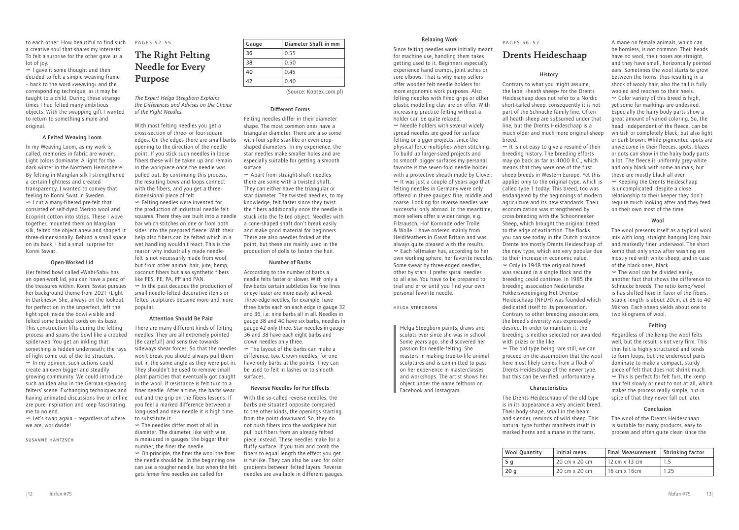to each other: How beautiful to find such a creative soul that shares my interests! To felt a surprise for the other gave us a lot of joy.

〰 I gave it some thought and then decided to felt a simple weaving frame – back to the word »weaving« and the corresponding technique, as it may be taught to a child. During these strange times I had felted many ambitious objects. With the swapping gift I wanted to return to something simple and original.

### A Felted Weaving Loom

In my Weaving Loom, as my work is called, memories in fabric are woven. Light colors dominate: A light for the dark winter in the Northern Hemisphere. By felting in Margilan silk I strengthened a certain lightness and created transparency. I wanted to convey that feeling to Konni Swat in Sweden.

〰 I cut a many-fibered pre-felt that consisted of self-dyed Merino wool and Ecoprint cotton into strips. These I wove together, mounted them on Margilan silk, felted the object anew and shaped it three-dimensionally. Behind a small space on its back, I hid a small surprise for Konni Sswat.

### Open-Worked Lid

Her felted bowl called »Wabi-Sabi« has an open-work lid, you can have a peep of the treasures within. Konni Sswat pursues her background theme from 2021 »Light in Darkness«. She, always on the lookout for perfection in the unperfect, left the light spot inside the bowl visible and felted some braided cords on its base. This construction lifts during the felting process and spans the bowl like a crooked spiderweb. You get an inkling that something is hidden underneath; the rays of light come out of the lid structure.

〰 In my opinion, such actions could create an even bigger and steadily growing community. We could introduce such an idea also in the German-speaking felters' scene. Exchanging techniques and having animated discussions live or online are pure inspiration and keep fascinating me to no end.

〰 Let's swap again – regardless of where we are, worldwide!

SUSANNE HANTZSCH

PAGES 52–55

# The Right Felting Needle for Every Purpose

*The Expert Helga Steegborn Explains the Differences and Advises on the Choice of the Right Needles.*

With most felting needles you get a cross-section of three- or four-square edges. On the edges there are small barbs opening to the direction of the needle point. If you stick such needles in loose fibers these will be taken up and remain in the workpiece once the needle was pulled out. By continuing this process, the resulting bows and loops connect with the fibers, and you get a three-dimensional piece of felt.

〰 Felting needles were invented for the production of industrial needle felt squares. There they are built into a needle bar which stitches on one or from both sides into the prepared fleece. With their help also fibers can be felted which in a wet handling wouldn't react. This is the reason why industrially made needle-felt is not necessarily made from wool, but from other animal hair, jute, hemp, coconut fibers but also synthetic fibers like PES, PE, PA, PP and PAN.

〰 In the past decades the production of small needle-felted decorative items or felted sculptures became more and more popular.

### Attention Should Be Paid

There are many different kinds of felting needles. They are all extremely pointed (Be careful!) and sensitive towards sideways shear forces. So that the needles won't break you should always pull them out in the same angle as they were put in. They shouldn't be used to remove small plant particles that eventually got caught in the wool. If resistance is felt turn to a finer needle. After a time, the barbs wear out and the grip on the fibers lessens. If you feel a marked difference between a long-used and new needle it is high time to substitute it.

〰 The needles differ most of all in diameter. The diameter, like with wire, is measured in gauges: the bigger their number, the finer the needle.

〰 On principle, the finer the wool the finer the needle should be. In the beginning one can use a rougher needle, but when the felt gets firmer fine needles are called for.

| Gauge | Diameter Shaft in mm |
|---|---|
| 36 | 0.55 |
| 38 | 0.50 |
| 40 | 0.45 |
| 42 | 0.40 |

(Source: Koptex.com.pl)

### Different Forms

Felting needles differ in their diameter shape. The most common ones have a triangular diameter. There are also some with four spike star-like or even drop-shaped diameters. In my experience, the star needles make smaller holes and are especially suitable for getting a smooth surface.

〰 Apart from straight-shaft needles there are some with a twisted shaft. They can either have the triangular or star diameter. The twisted needles, to my knowledge, felt faster since they twist the fibers additionally once the needle is stuck into the felted object. Needles with a cone-shaped shaft don't break easily and make good material for beginners. There are also needles forked at the point, but these are mainly used in the production of dolls to fasten the hair.

### Number of Barbs

Acccording to the number of barbs a needle felts faster or slower. With only a few barbs certain subtleties like fine lines or eye luster are more easily achieved. Three-edge needles, for example, have three barbs each on each edge in gauge 32 and 36, i.e. nine barbs all in all. Needles in gauge 38 and 40 have six barbs, needles in gauge 42 only three. Star needles in gauge 36 and 38 have each eight barbs and crown needles only three.

〰 The layout of the barbs can make a difference, too. Crown needles, for one have only barbs at the points. They can be used to felt in lashes or to smooth surfaces.

### Reverse Needles for Fur Effects

With the so-called reverse needles, the barbs are situated opposite compared to the other kinds, the openings starting from the point downward. So, they do not push fibers into the workpiece but pull out fibers from an already felted piece instead. These needles make for a fluffy surface. If you trim and comb the fibers to equal length the effect you get is fur-like. They can also be used for color gradients between felted layers. Reverse needles are available in different gauges.

### Relaxing Work

Since felting needles were initially meant for machine use, handling them takes getting used to it. Beginners especially experience hand cramps, joint aches or sore elbows. That is why many sellers offer wooden felt needle holders for more ergonomic work purposes. Also felting needles with Fimo grips or other plastic modelling clay are on offer. With increasing practice felting without a holder can be quite relaxed.

〰 Needle holders with several widely spread needles are good for surface felting or bigger projects, since the physical force multiplies when stitching. To build up larger-sized projects and to smooth bigger surfaces my personal favorite is the seven-fold needle holder with a protective sheath made by Clover.

〰 It was just a couple of years ago that felting needles in Germany were only offered in three gauges: fine, middle and coarse. Looking for reverse needles was successful only abroad. In the meantime, more sellers offer a wider range, e.g. Filzrausch, Hof Kornrade oder Trolle & Wolle. I have ordered mainly from Heidifeathers in Great Britain and was always quite pleased with the results.

〰 Each feltmaker has, according to her own working sphere, her favorite needles. Some swear by three-edged needles, other by stars. I prefer spiral needles to all else. You have to be prepared to trial and error until you find your own personal favorite needle.

HELGA STEEGBORN

> Helga Steegborn paints, draws and sculpts ever since she was in school. Some years ago, she discovered her passion for needle-felting. She masters in making true-to-life animal sculptures and is committed to pass on her experience in masterclasses and workshops. The artist shows her object under the name feltborn on Facebook and Instagram.

PAGES 56–57

# Drents Heideschaap

### History

Contrary to what you might assume, the label »heath sheep« for the Drents Heideschaap does not refer to a Nordic short-tailed sheep, consequently it is not part of the Schnucke family line. Often all heath sheep are subsumed under that line, but the Drents Heideschaap is a much older and much more original sheep breed.

〰 It is not easy to give a resumé of their breeding history. The breeding efforts may go back as far as 4000 B.C., which means that they were one of the first sheep breeds in Western Europe. Yet this applies only to the original type, which is called type 1 today. This breed, too was endangered by the beginnings of modern agriculture and its new standards. Their economization was strengthened by cross-breeding with the Schoonneeker Sheep, which brought the original breed to the edge of extinction. The flocks you can see today in the Dutch province Drente are mostly Drents Heideschaap of the new type, which are very popular due to their increase in economic value.

〰 Only in 1948 the original breed was secured in a single flock and the breeding could continue. In 1985 the breeding association Nederlandse Fokkersvereiniging Het Drentse Heideschaap (NFDH) was founded which dedicated itself to its preservation. Contrary to other breeding associations, the breed's diversity was expressedly desired. In order to maintain it, the breeding is neither selected nor awarded with prizes or the like.

〰 The old type being rare still, we can proceed on the assumption that the wool here most likely comes from a flock of Drents Heideschaap of the newer type, but this can be verified, unfortunately.

### Characteristics

The Drents Heideschaap of the old type is in its appearance a very ancient breed. Their body shape, small in the beam and slender, reminds of wild sheep. This natural type further manifests itself in marked horns and a mane in the rams. A mane on female animals, which can be hornless, is not common. Their heads have no wool, their noses are straight, and they have small, horizontally pointed ears. Sometimes the wool starts to grow between the horns, thus resulting in a shock of wooly hair, also the tail is fully wooled and reaches to their heels.

〰 Color variety of this breed is high, yet some fur markings are undesired. Especially the hairy body parts show a great amount of varied coloring. So, the head, independent of the fleece, can be whitish or completely black, but also light or dark brown. While pigmented spots are unwelcome in their fleeces, spots, blazes or dots can show in the hairy body parts a lot. The fleece is uniformly grey-white and only black with some animals, but these are mostly black all over.

〰 Keeping the Drents Heideschaap is uncomplicated, despite a close relationship to their keeper they don't require much looking after and they feed on their own most of the time.

### Wool

The wool presents itself as a typical wool mix with long, straight hanging long hair and markedly finer underwool. The short kemp that only show after washing are mostly red with white sheep, and in case of the black ones, black.

〰 The wool can be divided easily, another fact that shows the difference to Schnucke breeds. The ratio kemp/wool is has shifted here in favor of the fibers. Staple length is about 20cm, at 35 to 40 Mikron. Each sheep yields about one to two kilograms of wool.

### Felting

Regardless of the kemp the wool felts well, but the result is not very firm. This thin felt is highly structured and tends to form loops, but the underwool parts dominate to make a compact, sturdy piece of felt that does not shrink much.

〰 This is perfect for felt furs, the kemp hair felt slowly or next to not at all, which makes the process really simple, but in spite of that they never fall out later.

### Conclusion

The wool of the Drents Heideschaap is suitable for many products, easy to process and often quite clean since the

| Wool Quantity | Initial meas. | Final Measurement | Shrinking factor |
|---|---|---|---|
| 5 g | 20 cm x 20 cm | 12.cm x 13 cm | 1.5 |
| 20 g | 20 cm x 20 cm | 16 cm x 16cm | 1.25 |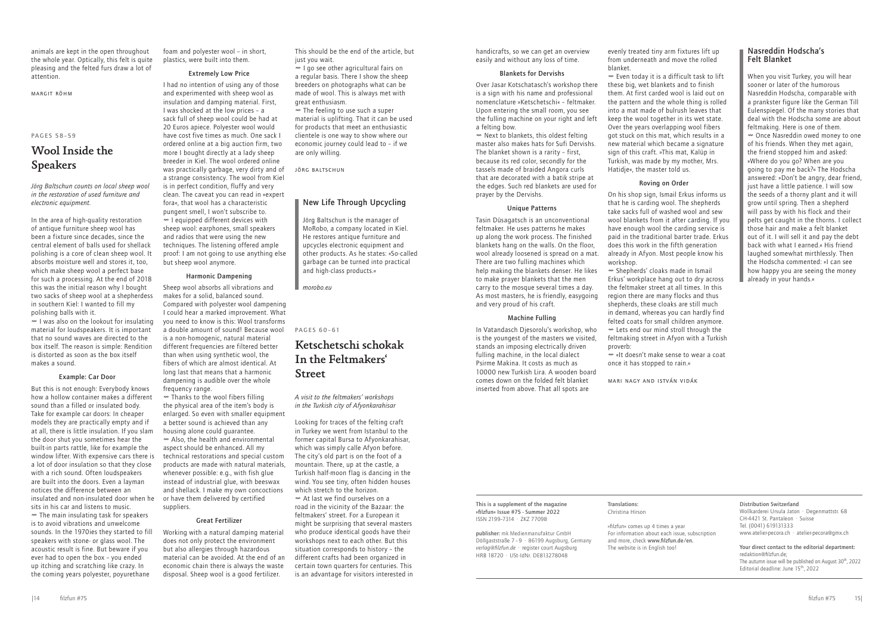animals are kept in the open throughout the whole year. Optically, this felt is quite pleasing and the felted furs draw a lot of attention.

MARGIT RÖHM

PAGES 58–59

## Wool Inside the Speakers

*Jörg Baltschun counts on local sheep wool in the restoration of used furniture and electronic equipment.*

In the area of high-quality restoration of antique furniture sheep wool has been a fixture since decades, since the central element of balls used for shellack polishing is a core of clean sheep wool. It absorbs moisture well and stores it, too, which make sheep wool a perfect base for such a processing. At the end of 2018 this was the initial reason why I bought two sacks of sheep wool at a shepherdess in southern Kiel: I wanted to fill my polishing balls with it.

〰 I was also on the lookout for insulating material for loudspeakers. It is important that no sound waves are directed to the box itself. The reason is simple: Rendition is distorted as soon as the box itself makes a sound.

### Example: Car Door

But this is not enough: Everybody knows how a hollow container makes a different sound than a filled or insulated body. Take for example car doors: In cheaper models they are practically empty and if at all, there is little insulation. If you slam the door shut you sometimes hear the built-in parts rattle, like for example the window lifter. With expensive cars there is a lot of door insulation so that they close with a rich sound. Often loudspeakers are built into the doors. Even a layman notices the difference between an insulated and non-insulated door when he sits in his car and listens to music.

〰 The main insulating task for speakers is to avoid vibrations and unwelcome sounds. In the 1970ies they started to fill speakers with stone- or glass wool. The acoustic result is fine. But beware if you ever had to open the box – you ended up itching and scratching like crazy. In the coming years polyester, poyurethane foam and polyester wool – in short, plastics, were built into them.

### Extremely Low Price

I had no intention of using any of those and experimented with sheep wool as insulation and damping material. First, I was shocked at the low prices – a sack full of sheep wool could be had at 20 Euros apiece. Polyester wool would have cost five times as much. One sack I ordered online at a big auction firm, two more I bought directly at a lady sheep breeder in Kiel. The wool ordered online was practically garbage, very dirty and of a strange consistency. The wool from Kiel is in perfect condition, fluffy and very clean. The caveat you can read in »expert fora«, that wool has a characteristic pungent smell, I won't subscribe to.

〰 I equipped different devices with sheep wool: earphones, small speakers and radios that were using the new techniques. The listening offered ample proof: I am not going to use anything else but sheep wool anymore.

### Harmonic Dampening

Sheep wool absorbs all vibrations and makes for a solid, balanced sound. Compared with polyester wool dampening I could hear a marked improvement. What you need to know is this: Wool transforms a double amount of sound! Because wool is a non-homogenic, natural material different frequencies are filtered better than when using synthetic wool, the fibers of which are almost identical. At long last that means that a harmonic dampening is audible over the whole frequency range.

〰 Thanks to the wool fibers filling the physical area of the item's body is enlarged. So even with smaller equipment a better sound is achieved than any housing alone could guarantee.

〰 Also, the health and environmental aspect should be enhanced. All my technical restorations and special custom products are made with natural materials, whenever possible: e.g., with fish glue instead of industrial glue, with beeswax and shellack. I make my own concoctions or have them delivered by certified suppliers.

### Great Fertilizer

Working with a natural damping material does not only protect the environment but also allergies through hazardous material can be avoided. At the end of an economic chain there is always the waste disposal. Sheep wool is a good fertilizer.

This should be the end of the article, but just you wait.

〰 I go see other agricultural fairs on a regular basis. There I show the sheep breeders on photographs what can be made of wool. This is always met with great enthusiasm.

〰 The feeling to use such a super material is uplifting. That it can be used for products that meet an enthusiastic clientele is one way to show where our economic journey could lead to – if we are only willing.

JÖRG BALTSCHUN

### New Life Through Upcycling

Jörg Baltschun is the manager of MoRobo, a company located in Kiel. He restores antique furniture and upcycles electronic equipment and other products. As he states: »So-called garbage can be turned into practical and high-class products.«

*morobo.eu*

PAGES 60–61

## Ketschetschi schokak In the Feltmakers' Street

*A visit to the feltmakers' workshops in the Turkish city of Afyonkarahisar*

Looking for traces of the felting craft in Turkey we went from Istanbul to the former capital Bursa to Afyonkarahisar, which was simply calle Afyon before. The city's old part is on the foot of a mountain. There, up at the castle, a Turkish half-moon flag is dancing in the wind. You see tiny, often hidden houses which stretch to the horizon.

〰 At last we find ourselves on a road in the vicinity of the Bazaar: the feltmakers' street. For a European it might be surprising that several masters who produce identical goods have their workshops next to each other. But this situation corresponds to history – the different crafts had been organized in certain town quarters for centuries. This is an advantage for visitors interested in handicrafts, so we can get an overview easily and without any loss of time.

### Blankets for Dervishs

Over Jasar Kotschatasch's workshop there is a sign with his name and professional nomenclature »Ketschetchi« – feltmaker. Upon entering the small room, you see the fulling machine on your right and left a felting bow.

〰 Next to blankets, this oldest felting master also makes hats for Sufi Dervishs. The blanket shown is a rarity – first, because its red color, secondly for the tassels made of braided Angora curls that are decorated with a batik stripe at the edges. Such red blankets are used for prayer by the Dervishs.

### Unique Patterns

Tasin Düsagatsch is an unconventional feltmaker. He uses patterns he makes up along the work process. The finished blankets hang on the walls. On the floor, wool already loosened is spread on a mat. There are two fulling machines which help making the blankets denser. He likes to make prayer blankets that the men carry to the mosque several times a day. As most masters, he is friendly, easygoing and very proud of his craft.

### Machine Fulling

In Vatandasch Djesorolu's workshop, who is the youngest of the masters we visited, stands an imposing electrically driven fulling machine, in the local dialect Psirme Makina. It costs as much as 10000 new Turkish Lira. A wooden board comes down on the folded felt blanket inserted from above. That all spots are evenly treated tiny arm fixtures lift up from underneath and move the rolled blanket.

〰 Even today it is a difficult task to lift these big, wet blankets and to finish them. At first carded wool is laid out on the pattern and the whole thing is rolled into a mat made of bulrush leaves that keep the wool together in its wet state. Over the years overlapping wool fibers got stuck on this mat, which results in a new material which became a signature sign of this craft. »This mat, Kalüp in Turkish, was made by my mother, Mrs. Hatidje«, the master told us.

### Roving on Order

On his shop sign, Ismail Erkus informs us that he is carding wool. The shepherds take sacks full of washed wool and sew wool blankets from it after carding. If you have enough wool the carding service is paid in the traditional barter trade. Erkus does this work in the fifth generation already in Afyon. Most people know his workshop.

〰 Shepherds' cloaks made in Ismail Erkus' workplace hang out to dry across the feltmaker street at all times. In this region there are many flocks and thus shepherds, these cloaks are still much in demand, whereas you can hardly find felted coats for small children anymore.

〰 Lets end our mind stroll through the feltmaking street in Afyon with a Turkish proverb:

〰 »It doesn't make sense to wear a coat once it has stopped to rain.«

MARI NAGY AND ISTVÁN VIDÁK

### Nasreddin Hodscha's Felt Blanket

When you visit Turkey, you will hear sooner or later of the humorous Nasreddin Hodscha, comparable with a prankster figure like the German Till Eulenspiegel. Of the many stories that deal with the Hodscha some are about feltmaking. Here is one of them.

〰 Once Nasreddin owed money to one of his friends. When they met again, the friend stopped him and asked: »Where do you go? When are you going to pay me back?« The Hodscha answered: »Don't be angry, dear friend, just have a little patience. I will sow the seeds of a thorny plant and it will grow until spring. Then a shepherd will pass by with his flock and their pelts get caught in the thorns. I collect those hair and make a felt blanket out of it. I will sell it and pay the debt back with what I earned.« His friend laughed somewhat mirthlessly. Then the Hodscha commented: »I can see how happy you are seeing the money already in your hands.«

---

This is a supplement of the magazine »filzfun« Issue #75 - Summer 2022
ISSN 2199-7314 · ZKZ 77098

**publisher:** mk Medienmanufaktur GmbH
Döllgaststraße 7 - 9 · 86199 Augsburg, Germany
*verlag@filzfun.de* · register court Augsburg
HRB 18720 · USt-IdNr. DE813278048

Translations:
Christina Hirson

»filzfun« comes up 4 times a year
For information about each issue, subscription and more, check **www.filzfun.de/en.**
The website is in English too!

**Distribution Switzerland**
Wollkarderei Ursula Jaton · Degenmattstr. 68
CH-4421 St. Pantaleon · Suisse
Tel. (0041) 619131333
www.atelier-pecora.ch · atelier-pecora@gmx.ch

**Your direct contact to the editorial department:**
redaktion@filzfun.de;
The autumn issue will be published on August 30th, 2022
Editorial deadline: June 15th, 2022